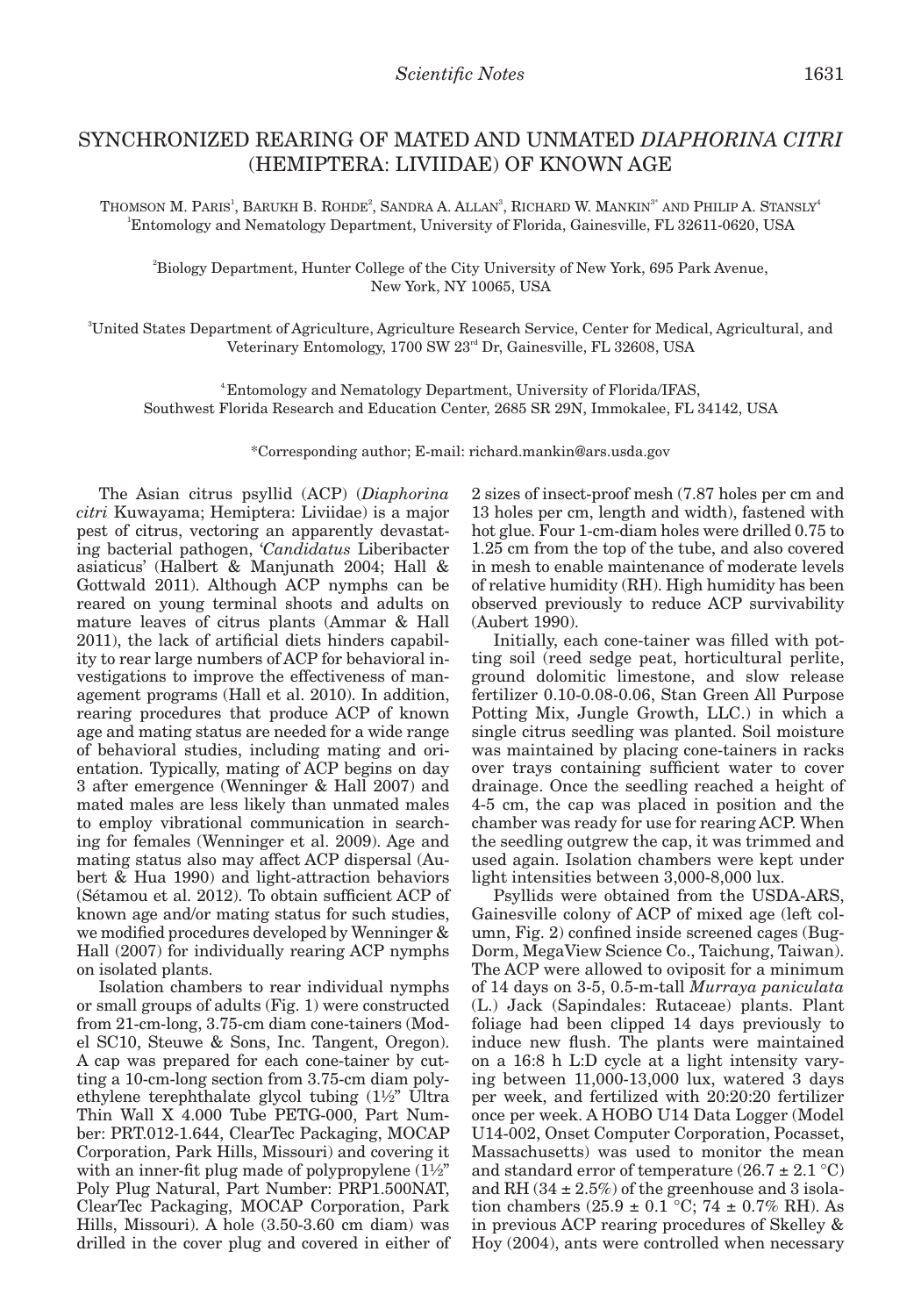# SYNCHRONIZED REARING OF MATED AND UNMATED *DIAPHORINA CITRI* (HEMIPTERA: LIVIIDAE) OF KNOWN AGE

THOMSON M. PARIS[1], BARUKH B. ROHDE[2], SANDRA A. ALLAN[3], RICHARD W. MANKIN[3*] AND PHILIP A. STANSLY[4]

[1]Entomology and Nematology Department, University of Florida, Gainesville, FL 32611-0620, USA

[2]Biology Department, Hunter College of the City University of New York, 695 Park Avenue, New York, NY 10065, USA

[3]United States Department of Agriculture, Agriculture Research Service, Center for Medical, Agricultural, and Veterinary Entomology, 1700 SW 23rd Dr, Gainesville, FL 32608, USA

[4]Entomology and Nematology Department, University of Florida/IFAS, Southwest Florida Research and Education Center, 2685 SR 29N, Immokalee, FL 34142, USA

*Corresponding author; E-mail: richard.mankin@ars.usda.gov

The Asian citrus psyllid (ACP) (*Diaphorina citri* Kuwayama; Hemiptera: Liviidae) is a major pest of citrus, vectoring an apparently devastating bacterial pathogen, '*Candidatus* Liberibacter asiaticus' (Halbert & Manjunath 2004; Hall & Gottwald 2011). Although ACP nymphs can be reared on young terminal shoots and adults on mature leaves of citrus plants (Ammar & Hall 2011), the lack of artificial diets hinders capability to rear large numbers of ACP for behavioral investigations to improve the effectiveness of management programs (Hall et al. 2010). In addition, rearing procedures that produce ACP of known age and mating status are needed for a wide range of behavioral studies, including mating and orientation. Typically, mating of ACP begins on day 3 after emergence (Wenninger & Hall 2007) and mated males are less likely than unmated males to employ vibrational communication in searching for females (Wenninger et al. 2009). Age and mating status also may affect ACP dispersal (Aubert & Hua 1990) and light-attraction behaviors (Sétamou et al. 2012). To obtain sufficient ACP of known age and/or mating status for such studies, we modified procedures developed by Wenninger & Hall (2007) for individually rearing ACP nymphs on isolated plants.

Isolation chambers to rear individual nymphs or small groups of adults (Fig. 1) were constructed from 21-cm-long, 3.75-cm diam cone-tainers (Model SC10, Steuwe & Sons, Inc. Tangent, Oregon). A cap was prepared for each cone-tainer by cutting a 10-cm-long section from 3.75-cm diam polyethylene terephthalate glycol tubing (1½" Ultra Thin Wall X 4.000 Tube PETG-000, Part Number: PRT.012-1.644, ClearTec Packaging, MOCAP Corporation, Park Hills, Missouri) and covering it with an inner-fit plug made of polypropylene (1½" Poly Plug Natural, Part Number: PRP1.500NAT, ClearTec Packaging, MOCAP Corporation, Park Hills, Missouri). A hole (3.50-3.60 cm diam) was drilled in the cover plug and covered in either of 2 sizes of insect-proof mesh (7.87 holes per cm and 13 holes per cm, length and width), fastened with hot glue. Four 1-cm-diam holes were drilled 0.75 to 1.25 cm from the top of the tube, and also covered in mesh to enable maintenance of moderate levels of relative humidity (RH). High humidity has been observed previously to reduce ACP survivability (Aubert 1990).

Initially, each cone-tainer was filled with potting soil (reed sedge peat, horticultural perlite, ground dolomitic limestone, and slow release fertilizer 0.10-0.08-0.06, Stan Green All Purpose Potting Mix, Jungle Growth, LLC.) in which a single citrus seedling was planted. Soil moisture was maintained by placing cone-tainers in racks over trays containing sufficient water to cover drainage. Once the seedling reached a height of 4-5 cm, the cap was placed in position and the chamber was ready for use for rearing ACP. When the seedling outgrew the cap, it was trimmed and used again. Isolation chambers were kept under light intensities between 3,000-8,000 lux.

Psyllids were obtained from the USDA-ARS, Gainesville colony of ACP of mixed age (left column, Fig. 2) confined inside screened cages (BugDorm, MegaView Science Co., Taichung, Taiwan). The ACP were allowed to oviposit for a minimum of 14 days on 3-5, 0.5-m-tall *Murraya paniculata* (L.) Jack (Sapindales: Rutaceae) plants. Plant foliage had been clipped 14 days previously to induce new flush. The plants were maintained on a 16:8 h L:D cycle at a light intensity varying between 11,000-13,000 lux, watered 3 days per week, and fertilized with 20:20:20 fertilizer once per week. A HOBO U14 Data Logger (Model U14-002, Onset Computer Corporation, Pocasset, Massachusetts) was used to monitor the mean and standard error of temperature (26.7 ± 2.1 °C) and RH (34 ± 2.5%) of the greenhouse and 3 isolation chambers (25.9 ± 0.1 °C; 74 ± 0.7% RH). As in previous ACP rearing procedures of Skelley & Hoy (2004), ants were controlled when necessary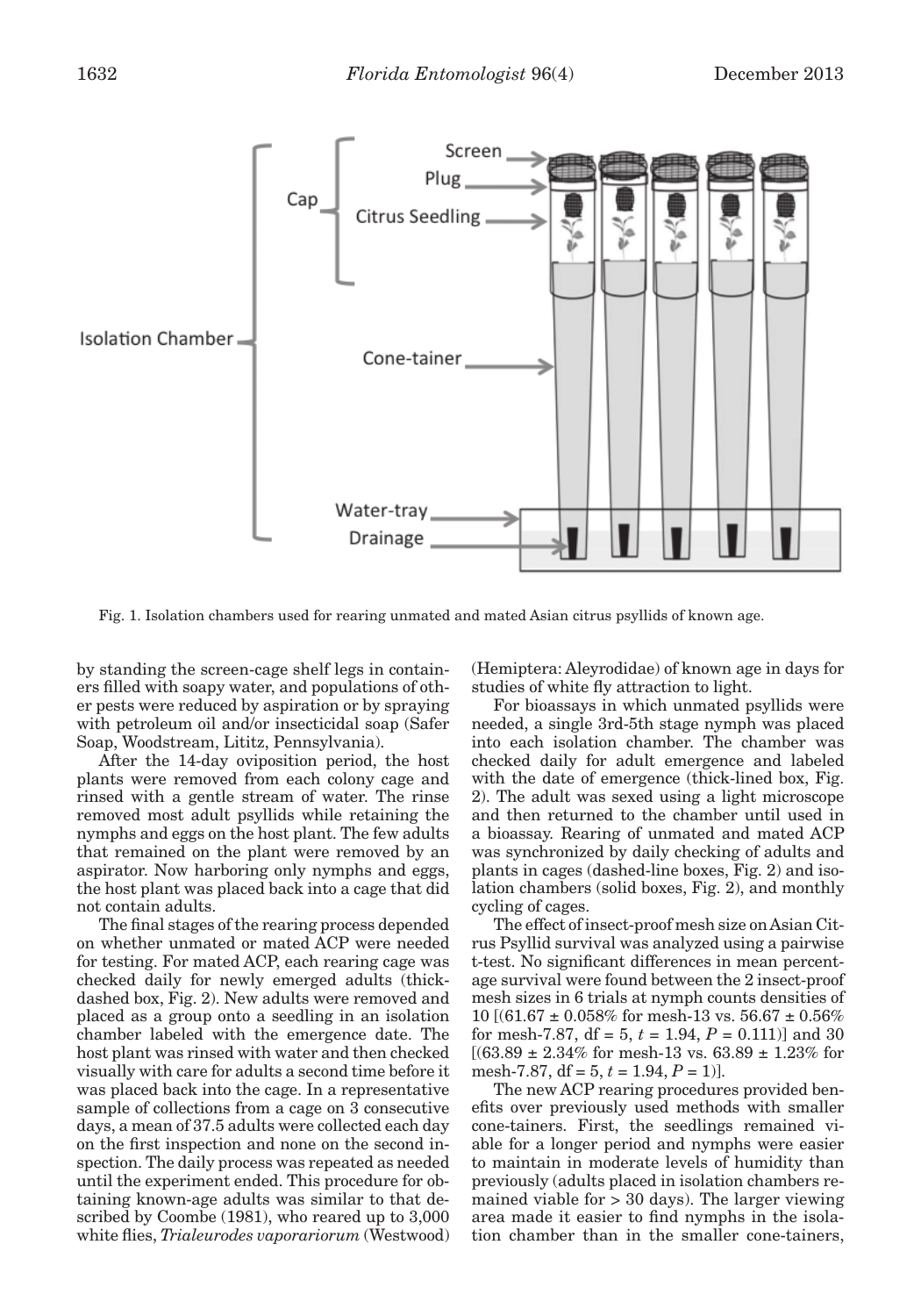Fig. 1. Isolation chambers used for rearing unmated and mated Asian citrus psyllids of known age.

by standing the screen-cage shelf legs in containers filled with soapy water, and populations of other pests were reduced by aspiration or by spraying with petroleum oil and/or insecticidal soap (Safer Soap, Woodstream, Lititz, Pennsylvania).

After the 14-day oviposition period, the host plants were removed from each colony cage and rinsed with a gentle stream of water. The rinse removed most adult psyllids while retaining the nymphs and eggs on the host plant. The few adults that remained on the plant were removed by an aspirator. Now harboring only nymphs and eggs, the host plant was placed back into a cage that did not contain adults.

The final stages of the rearing process depended on whether unmated or mated ACP were needed for testing. For mated ACP, each rearing cage was checked daily for newly emerged adults (thick-dashed box, Fig. 2). New adults were removed and placed as a group onto a seedling in an isolation chamber labeled with the emergence date. The host plant was rinsed with water and then checked visually with care for adults a second time before it was placed back into the cage. In a representative sample of collections from a cage on 3 consecutive days, a mean of 37.5 adults were collected each day on the first inspection and none on the second inspection. The daily process was repeated as needed until the experiment ended. This procedure for obtaining known-age adults was similar to that described by Coombe (1981), who reared up to 3,000 white flies, *Trialeurodes vaporariorum* (Westwood) (Hemiptera: Aleyrodidae) of known age in days for studies of white fly attraction to light.

For bioassays in which unmated psyllids were needed, a single 3rd-5th stage nymph was placed into each isolation chamber. The chamber was checked daily for adult emergence and labeled with the date of emergence (thick-lined box, Fig. 2). The adult was sexed using a light microscope and then returned to the chamber until used in a bioassay. Rearing of unmated and mated ACP was synchronized by daily checking of adults and plants in cages (dashed-line boxes, Fig. 2) and isolation chambers (solid boxes, Fig. 2), and monthly cycling of cages.

The effect of insect-proof mesh size on Asian Citrus Psyllid survival was analyzed using a pairwise t-test. No significant differences in mean percentage survival were found between the 2 insect-proof mesh sizes in 6 trials at nymph counts densities of 10 [($61.67 \pm 0.058\%$ for mesh-13 vs. $56.67 \pm 0.56\%$ for mesh-7.87, df = 5, $t = 1.94$, $P = 0.111$)] and 30 [($63.89 \pm 2.34\%$ for mesh-13 vs. $63.89 \pm 1.23\%$ for mesh-7.87, df = 5, $t = 1.94$, $P = 1$)].

The new ACP rearing procedures provided benefits over previously used methods with smaller cone-tainers. First, the seedlings remained viable for a longer period and nymphs were easier to maintain in moderate levels of humidity than previously (adults placed in isolation chambers remained viable for > 30 days). The larger viewing area made it easier to find nymphs in the isolation chamber than in the smaller cone-tainers,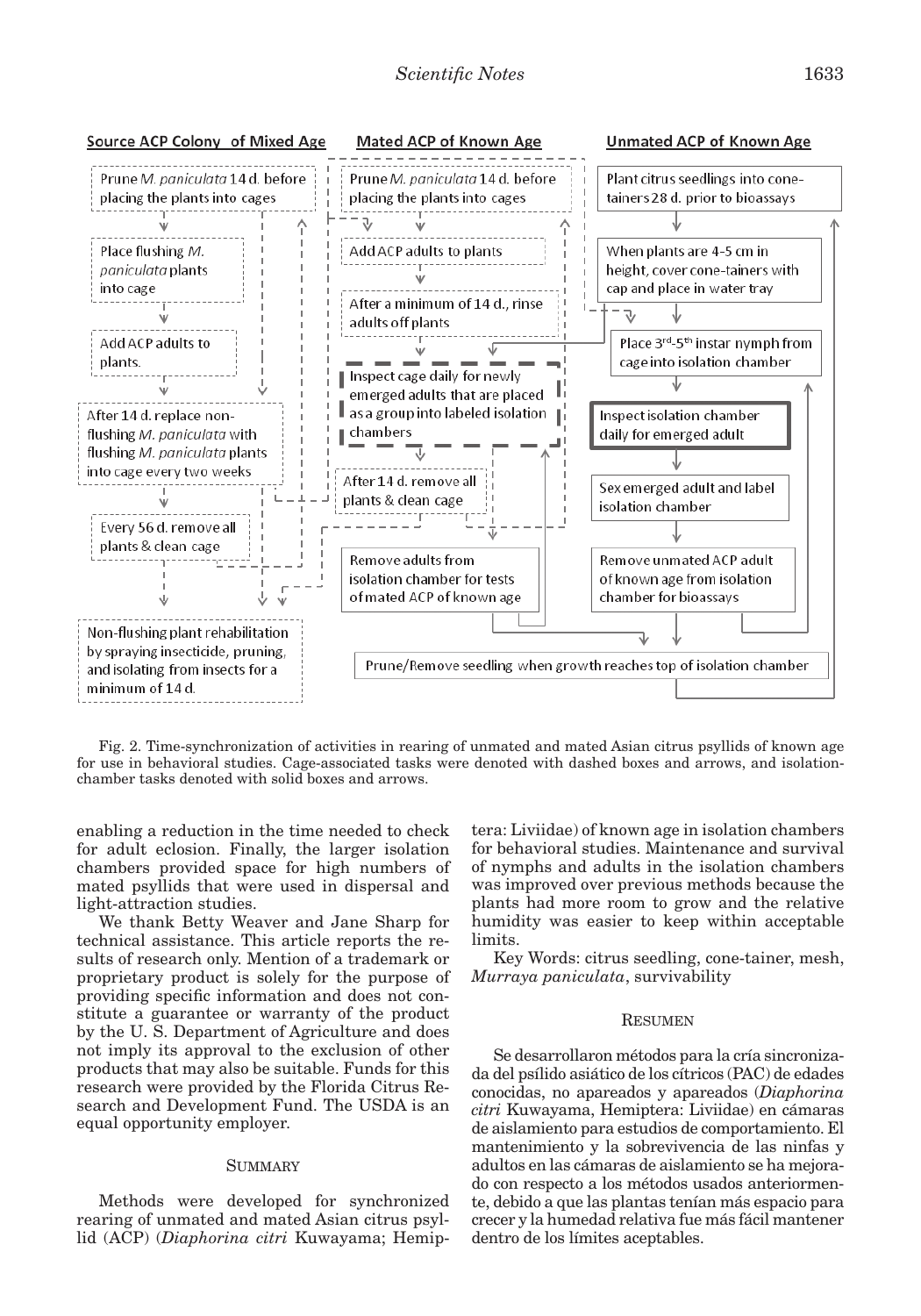**Source ACP Colony of Mixed Age**

- Prune *M. paniculata* 14 d. before placing the plants into cages
- Place flushing *M. paniculata* plants into cage
- Add ACP adults to plants.
- After 14 d. replace non-flushing *M. paniculata* with flushing *M. paniculata* plants into cage every two weeks
- Every 56 d. remove all plants & clean cage
- Non-flushing plant rehabilitation by spraying insecticide, pruning, and isolating from insects for a minimum of 14 d.

**Mated ACP of Known Age**

- Prune *M. paniculata* 14 d. before placing the plants into cages
- Add ACP adults to plants
- After a minimum of 14 d., rinse adults off plants
- Inspect cage daily for newly emerged adults that are placed as a group into labeled isolation chambers
- After 14 d. remove all plants & clean cage
- Remove adults from isolation chamber for tests of mated ACP of known age

**Unmated ACP of Known Age**

- Plant citrus seedlings into cone-tainers 28 d. prior to bioassays
- When plants are 4-5 cm in height, cover cone-tainers with cap and place in water tray
- Place 3rd-5th instar nymph from cage into isolation chamber
- Inspect isolation chamber daily for emerged adult
- Sex emerged adult and label isolation chamber
- Remove unmated ACP adult of known age from isolation chamber for bioassays
- Prune/Remove seedling when growth reaches top of isolation chamber

Fig. 2. Time-synchronization of activities in rearing of unmated and mated Asian citrus psyllids of known age for use in behavioral studies. Cage-associated tasks were denoted with dashed boxes and arrows, and isolation-chamber tasks denoted with solid boxes and arrows.

enabling a reduction in the time needed to check for adult eclosion. Finally, the larger isolation chambers provided space for high numbers of mated psyllids that were used in dispersal and light-attraction studies.

We thank Betty Weaver and Jane Sharp for technical assistance. This article reports the results of research only. Mention of a trademark or proprietary product is solely for the purpose of providing specific information and does not constitute a guarantee or warranty of the product by the U. S. Department of Agriculture and does not imply its approval to the exclusion of other products that may also be suitable. Funds for this research were provided by the Florida Citrus Research and Development Fund. The USDA is an equal opportunity employer.

## Summary

Methods were developed for synchronized rearing of unmated and mated Asian citrus psyllid (ACP) (*Diaphorina citri* Kuwayama; Hemiptera: Liviidae) of known age in isolation chambers for behavioral studies. Maintenance and survival of nymphs and adults in the isolation chambers was improved over previous methods because the plants had more room to grow and the relative humidity was easier to keep within acceptable limits.

Key Words: citrus seedling, cone-tainer, mesh, *Murraya paniculata*, survivability

## Resumen

Se desarrollaron métodos para la cría sincronizada del psílido asiático de los cítricos (PAC) de edades conocidas, no apareados y apareados (*Diaphorina citri* Kuwayama, Hemiptera: Liviidae) en cámaras de aislamiento para estudios de comportamiento. El mantenimiento y la sobrevivencia de las ninfas y adultos en las cámaras de aislamiento se ha mejorado con respecto a los métodos usados anteriormente, debido a que las plantas tenían más espacio para crecer y la humedad relativa fue más fácil mantener dentro de los límites aceptables.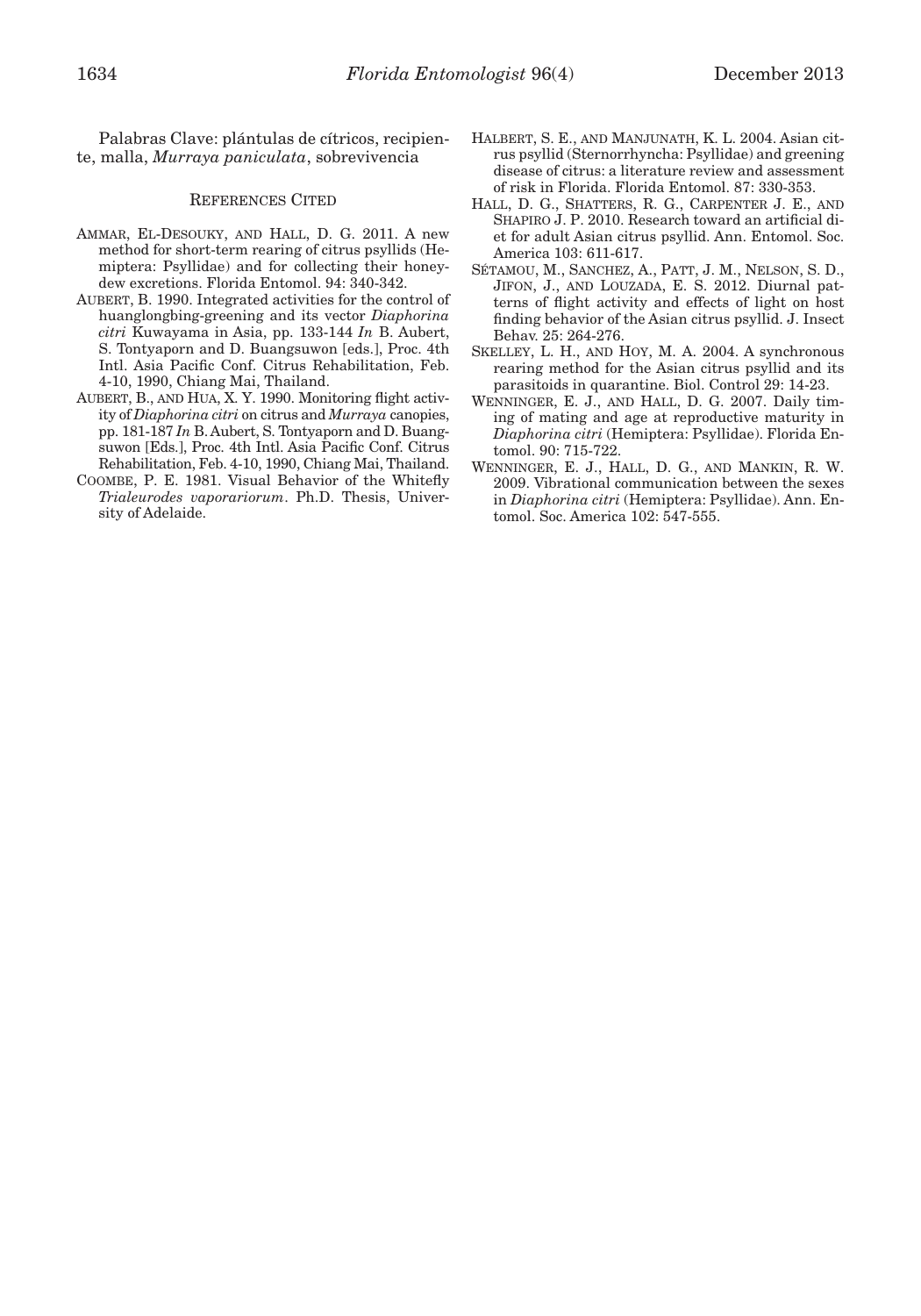Palabras Clave: plántulas de cítricos, recipiente, malla, *Murraya paniculata*, sobrevivencia

## References Cited

AMMAR, EL-DESOUKY, AND HALL, D. G. 2011. A new method for short-term rearing of citrus psyllids (Hemiptera: Psyllidae) and for collecting their honeydew excretions. Florida Entomol. 94: 340-342.

AUBERT, B. 1990. Integrated activities for the control of huanglongbing-greening and its vector *Diaphorina citri* Kuwayama in Asia, pp. 133-144 *In* B. Aubert, S. Tontyaporn and D. Buangsuwon [eds.], Proc. 4th Intl. Asia Pacific Conf. Citrus Rehabilitation, Feb. 4-10, 1990, Chiang Mai, Thailand.

AUBERT, B., AND HUA, X. Y. 1990. Monitoring flight activity of *Diaphorina citri* on citrus and *Murraya* canopies, pp. 181-187 *In* B. Aubert, S. Tontyaporn and D. Buangsuwon [Eds.], Proc. 4th Intl. Asia Pacific Conf. Citrus Rehabilitation, Feb. 4-10, 1990, Chiang Mai, Thailand.

COOMBE, P. E. 1981. Visual Behavior of the Whitefly *Trialeurodes vaporariorum*. Ph.D. Thesis, University of Adelaide.

HALBERT, S. E., AND MANJUNATH, K. L. 2004. Asian citrus psyllid (Sternorrhyncha: Psyllidae) and greening disease of citrus: a literature review and assessment of risk in Florida. Florida Entomol. 87: 330-353.

HALL, D. G., SHATTERS, R. G., CARPENTER J. E., AND SHAPIRO J. P. 2010. Research toward an artificial diet for adult Asian citrus psyllid. Ann. Entomol. Soc. America 103: 611-617.

SÉTAMOU, M., SANCHEZ, A., PATT, J. M., NELSON, S. D., JIFON, J., AND LOUZADA, E. S. 2012. Diurnal patterns of flight activity and effects of light on host finding behavior of the Asian citrus psyllid. J. Insect Behav. 25: 264-276.

SKELLEY, L. H., AND HOY, M. A. 2004. A synchronous rearing method for the Asian citrus psyllid and its parasitoids in quarantine. Biol. Control 29: 14-23.

WENNINGER, E. J., AND HALL, D. G. 2007. Daily timing of mating and age at reproductive maturity in *Diaphorina citri* (Hemiptera: Psyllidae). Florida Entomol. 90: 715-722.

WENNINGER, E. J., HALL, D. G., AND MANKIN, R. W. 2009. Vibrational communication between the sexes in *Diaphorina citri* (Hemiptera: Psyllidae). Ann. Entomol. Soc. America 102: 547-555.